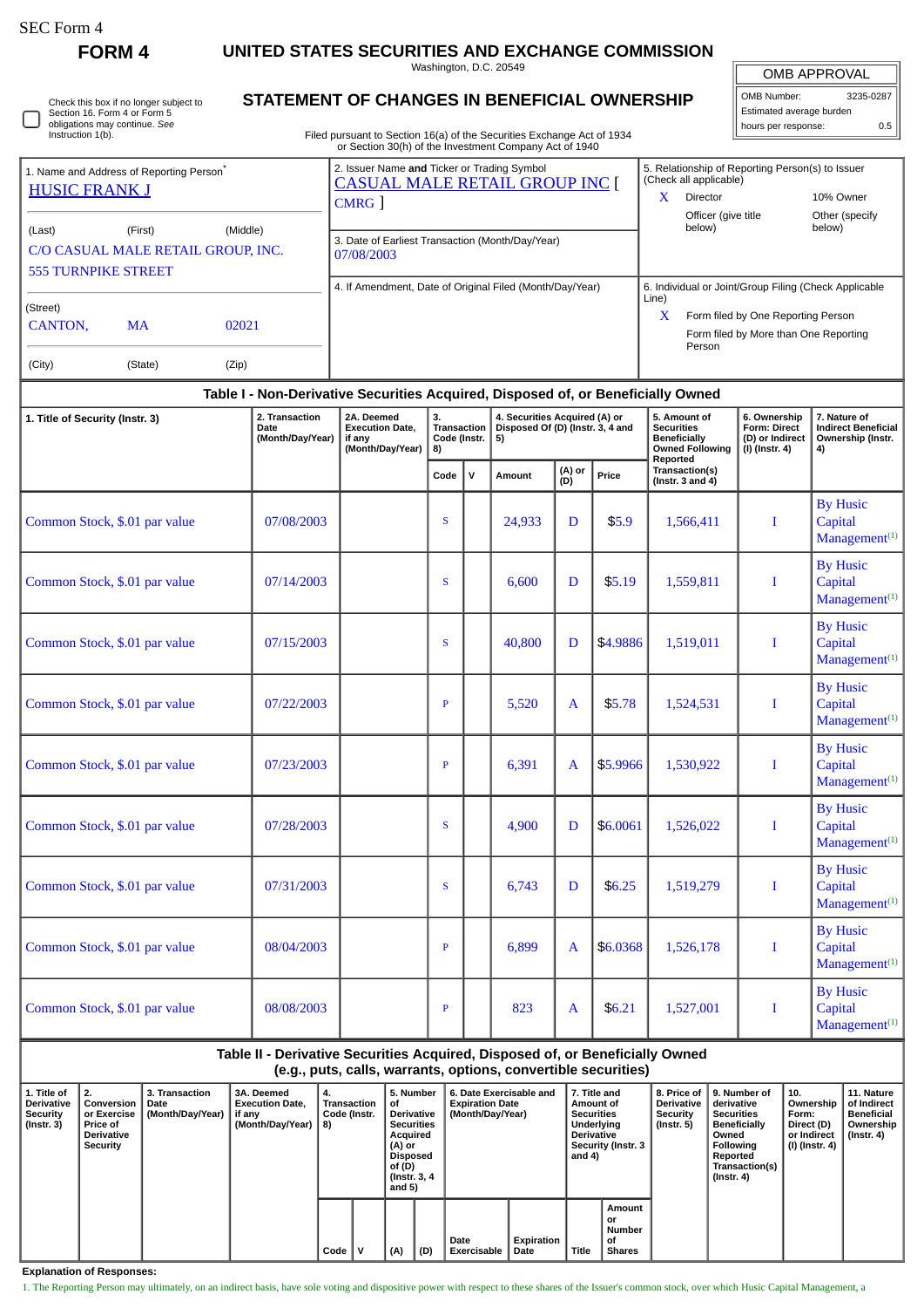SEC Form 4

**FORM 4**

# UNITED STATES SECURITIES AND EXCHANGE COMMISSION

Washington, D.C. 20549

## STATEMENT OF CHANGES IN BENEFICIAL OWNERSHIP

Filed pursuant to Section 16(a) of the Securities Exchange Act of 1934 or Section 30(h) of the Investment Company Act of 1940

☐ Check this box if no longer subject to Section 16. Form 4 or Form 5 obligations may continue. *See* Instruction 1(b).

| OMB APPROVAL | |
|---|---|
| OMB Number: | 3235-0287 |
| Estimated average burden hours per response: | 0.5 |

1. Name and Address of Reporting Person*
HUSIC FRANK J

(Last) (First) (Middle)
C/O CASUAL MALE RETAIL GROUP, INC.
555 TURNPIKE STREET

(Street)
CANTON, MA 02021

(City) (State) (Zip)

2. Issuer Name **and** Ticker or Trading Symbol
CASUAL MALE RETAIL GROUP INC [ CMRG ]

3. Date of Earliest Transaction (Month/Day/Year)
07/08/2003

4. If Amendment, Date of Original Filed (Month/Day/Year)

5. Relationship of Reporting Person(s) to Issuer (Check all applicable)
X Director
10% Owner
Officer (give title below)
Other (specify below)

6. Individual or Joint/Group Filing (Check Applicable Line)
X Form filed by One Reporting Person
Form filed by More than One Reporting Person

### Table I - Non-Derivative Securities Acquired, Disposed of, or Beneficially Owned

| 1. Title of Security (Instr. 3) | 2. Transaction Date (Month/Day/Year) | 2A. Deemed Execution Date, if any (Month/Day/Year) | 3. Transaction Code (Instr. 8) | | 4. Securities Acquired (A) or Disposed Of (D) (Instr. 3, 4 and 5) | | | 5. Amount of Securities Beneficially Owned Following Reported Transaction(s) (Instr. 3 and 4) | 6. Ownership Form: Direct (D) or Indirect (I) (Instr. 4) | 7. Nature of Indirect Beneficial Ownership (Instr. 4) |
|---|---|---|---|---|---|---|---|---|---|---|
| | | | Code | V | Amount | (A) or (D) | Price | | | |
| Common Stock, $.01 par value | 07/08/2003 | | S | | 24,933 | D | $5.9 | 1,566,411 | I | By Husic Capital Management(1) |
| Common Stock, $.01 par value | 07/14/2003 | | S | | 6,600 | D | $5.19 | 1,559,811 | I | By Husic Capital Management(1) |
| Common Stock, $.01 par value | 07/15/2003 | | S | | 40,800 | D | $4.9886 | 1,519,011 | I | By Husic Capital Management(1) |
| Common Stock, $.01 par value | 07/22/2003 | | P | | 5,520 | A | $5.78 | 1,524,531 | I | By Husic Capital Management(1) |
| Common Stock, $.01 par value | 07/23/2003 | | P | | 6,391 | A | $5.9966 | 1,530,922 | I | By Husic Capital Management(1) |
| Common Stock, $.01 par value | 07/28/2003 | | S | | 4,900 | D | $6.0061 | 1,526,022 | I | By Husic Capital Management(1) |
| Common Stock, $.01 par value | 07/31/2003 | | S | | 6,743 | D | $6.25 | 1,519,279 | I | By Husic Capital Management(1) |
| Common Stock, $.01 par value | 08/04/2003 | | P | | 6,899 | A | $6.0368 | 1,526,178 | I | By Husic Capital Management(1) |
| Common Stock, $.01 par value | 08/08/2003 | | P | | 823 | A | $6.21 | 1,527,001 | I | By Husic Capital Management(1) |

### Table II - Derivative Securities Acquired, Disposed of, or Beneficially Owned (e.g., puts, calls, warrants, options, convertible securities)

| 1. Title of Derivative Security (Instr. 3) | 2. Conversion or Exercise Price of Derivative Security | 3. Transaction Date (Month/Day/Year) | 3A. Deemed Execution Date, if any (Month/Day/Year) | 4. Transaction Code (Instr. 8) | | 5. Number of Derivative Securities Acquired (A) or Disposed of (D) (Instr. 3, 4 and 5) | | 6. Date Exercisable and Expiration Date (Month/Day/Year) | | 7. Title and Amount of Securities Underlying Derivative Security (Instr. 3 and 4) | | 8. Price of Derivative Security (Instr. 5) | 9. Number of derivative Securities Beneficially Owned Following Reported Transaction(s) (Instr. 4) | 10. Ownership Form: Direct (D) or Indirect (I) (Instr. 4) | 11. Nature of Indirect Beneficial Ownership (Instr. 4) |
|---|---|---|---|---|---|---|---|---|---|---|---|---|---|---|---|
| | | | | Code | V | (A) | (D) | Date Exercisable | Expiration Date | Title | Amount or Number of Shares | | | | |

**Explanation of Responses:**

1. The Reporting Person may ultimately, on an indirect basis, have sole voting and dispositive power with respect to these shares of the Issuer's common stock, over which Husic Capital Management, a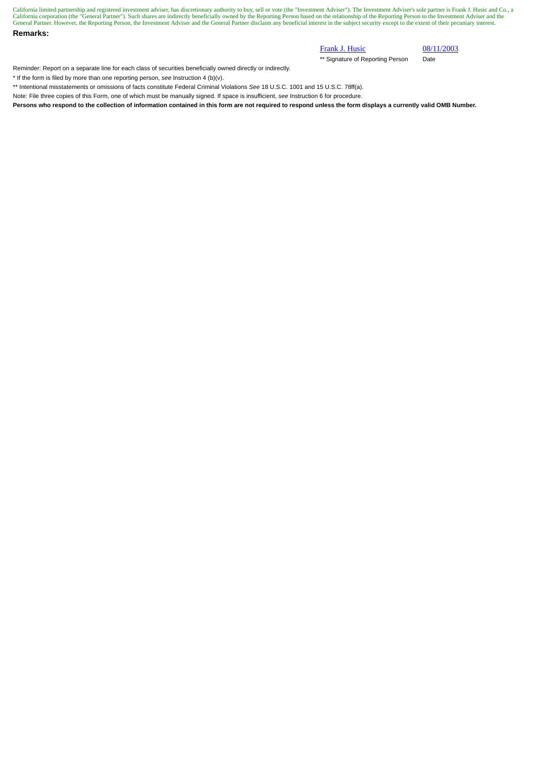California limited partnership and registered investment adviser, has discretionary authority to buy, sell or vote (the "Investment Adviser"). The Investment Adviser's sole partner is Frank J. Husic and Co., a California corporation (the "General Partner"). Such shares are indirectly beneficially owned by the Reporting Person based on the relationship of the Reporting Person to the Investment Adviser and the General Partner. However, the Reporting Person, the Investment Adviser and the General Partner disclaim any beneficial interest in the subject security except to the extent of their pecuniary interest.

**Remarks:**

| | |
|---|---|
| Frank J. Husic | 08/11/2003 |
| ** Signature of Reporting Person | Date |

Reminder: Report on a separate line for each class of securities beneficially owned directly or indirectly.

* If the form is filed by more than one reporting person, *see* Instruction 4 (b)(v).

** Intentional misstatements or omissions of facts constitute Federal Criminal Violations *See* 18 U.S.C. 1001 and 15 U.S.C. 78ff(a).

Note: File three copies of this Form, one of which must be manually signed. If space is insufficient, *see* Instruction 6 for procedure.

**Persons who respond to the collection of information contained in this form are not required to respond unless the form displays a currently valid OMB Number.**